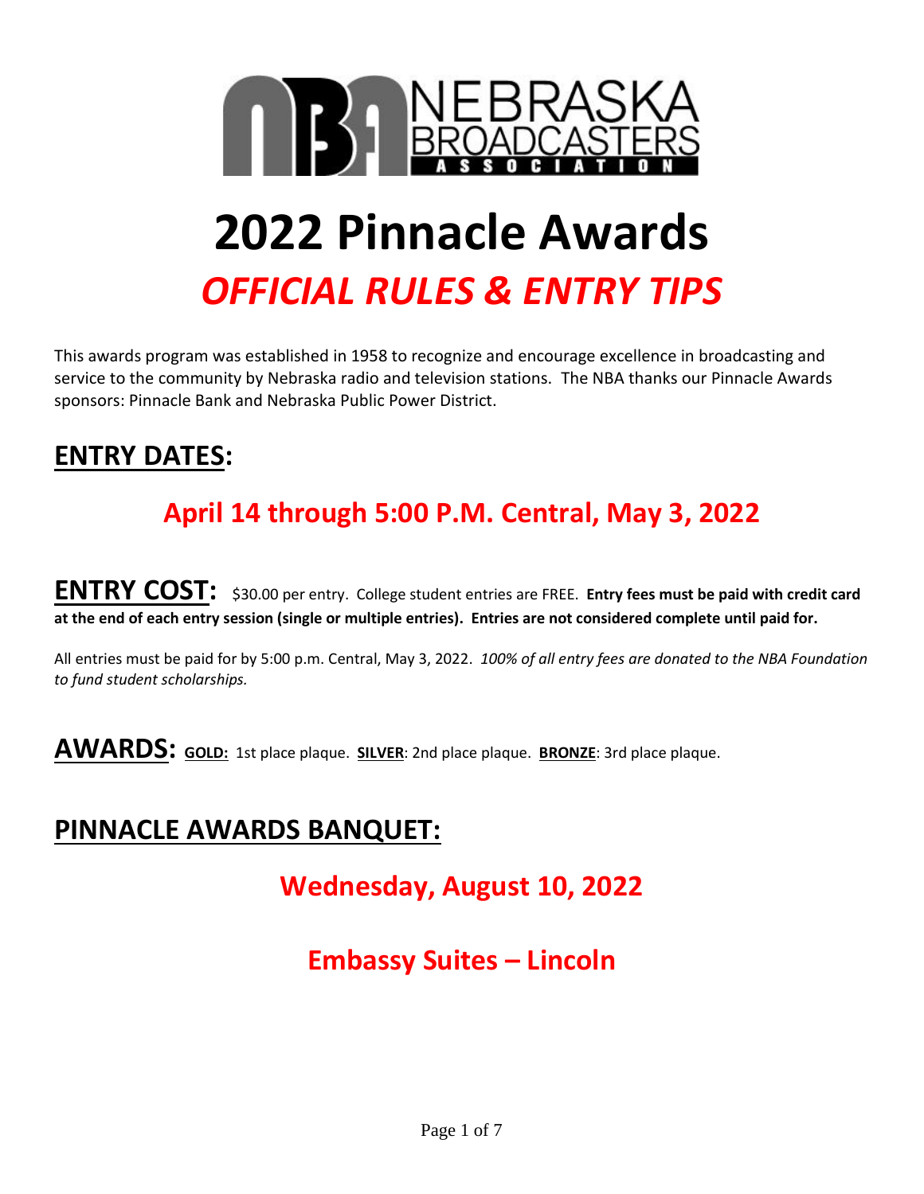NEBRASKA BROADCASTERS ASSOCIATION

# 2022 Pinnacle Awards

## *OFFICIAL RULES & ENTRY TIPS*

This awards program was established in 1958 to recognize and encourage excellence in broadcasting and service to the community by Nebraska radio and television stations. The NBA thanks our Pinnacle Awards sponsors: Pinnacle Bank and Nebraska Public Power District.

## ENTRY DATES:

### April 14 through 5:00 P.M. Central, May 3, 2022

**ENTRY COST:** $30.00 per entry. College student entries are FREE. **Entry fees must be paid with credit card at the end of each entry session (single or multiple entries). Entries are not considered complete until paid for.**

All entries must be paid for by 5:00 p.m. Central, May 3, 2022. *100% of all entry fees are donated to the NBA Foundation to fund student scholarships.*

**AWARDS:** **GOLD:** 1st place plaque. **SILVER**: 2nd place plaque. **BRONZE**: 3rd place plaque.

## PINNACLE AWARDS BANQUET:

### Wednesday, August 10, 2022

### Embassy Suites – Lincoln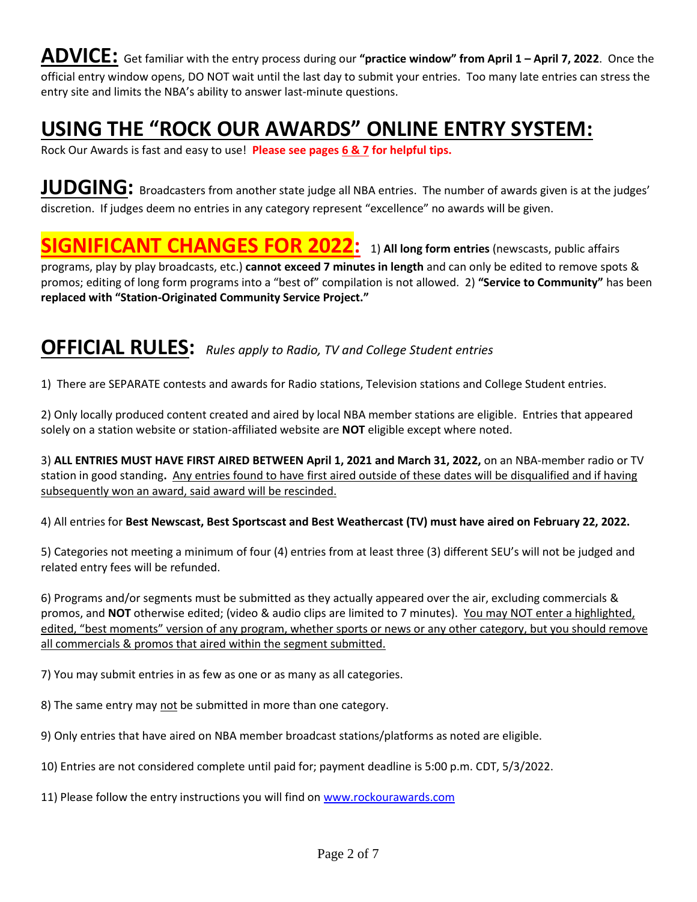**ADVICE:** Get familiar with the entry process during our **"practice window" from April 1 – April 7, 2022**. Once the official entry window opens, DO NOT wait until the last day to submit your entries. Too many late entries can stress the entry site and limits the NBA's ability to answer last-minute questions.

## USING THE "ROCK OUR AWARDS" ONLINE ENTRY SYSTEM:

Rock Our Awards is fast and easy to use! **Please see pages 6 & 7 for helpful tips.**

**JUDGING:** Broadcasters from another state judge all NBA entries. The number of awards given is at the judges' discretion. If judges deem no entries in any category represent "excellence" no awards will be given.

**SIGNIFICANT CHANGES FOR 2022:** 1) **All long form entries** (newscasts, public affairs programs, play by play broadcasts, etc.) **cannot exceed 7 minutes in length** and can only be edited to remove spots & promos; editing of long form programs into a "best of" compilation is not allowed. 2) **"Service to Community"** has been **replaced with "Station-Originated Community Service Project."**

## OFFICIAL RULES: *Rules apply to Radio, TV and College Student entries*

1) There are SEPARATE contests and awards for Radio stations, Television stations and College Student entries.

2) Only locally produced content created and aired by local NBA member stations are eligible. Entries that appeared solely on a station website or station-affiliated website are **NOT** eligible except where noted.

3) **ALL ENTRIES MUST HAVE FIRST AIRED BETWEEN April 1, 2021 and March 31, 2022,** on an NBA-member radio or TV station in good standing**.** Any entries found to have first aired outside of these dates will be disqualified and if having subsequently won an award, said award will be rescinded.

4) All entries for **Best Newscast, Best Sportscast and Best Weathercast (TV) must have aired on February 22, 2022.**

5) Categories not meeting a minimum of four (4) entries from at least three (3) different SEU's will not be judged and related entry fees will be refunded.

6) Programs and/or segments must be submitted as they actually appeared over the air, excluding commercials & promos, and **NOT** otherwise edited; (video & audio clips are limited to 7 minutes). You may NOT enter a highlighted, edited, "best moments" version of any program, whether sports or news or any other category, but you should remove all commercials & promos that aired within the segment submitted.

7) You may submit entries in as few as one or as many as all categories.

8) The same entry may not be submitted in more than one category.

9) Only entries that have aired on NBA member broadcast stations/platforms as noted are eligible.

10) Entries are not considered complete until paid for; payment deadline is 5:00 p.m. CDT, 5/3/2022.

11) Please follow the entry instructions you will find on www.rockourawards.com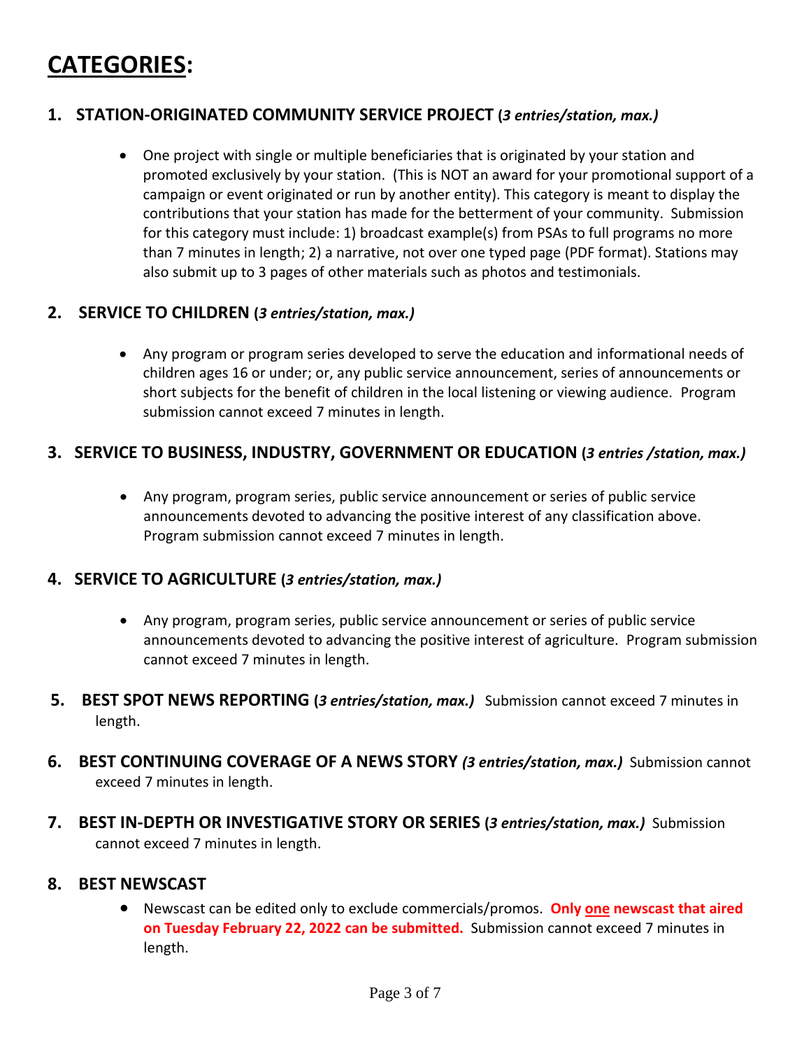# CATEGORIES:

## 1. STATION-ORIGINATED COMMUNITY SERVICE PROJECT (*3 entries/station, max.)*

- One project with single or multiple beneficiaries that is originated by your station and promoted exclusively by your station. (This is NOT an award for your promotional support of a campaign or event originated or run by another entity). This category is meant to display the contributions that your station has made for the betterment of your community. Submission for this category must include: 1) broadcast example(s) from PSAs to full programs no more than 7 minutes in length; 2) a narrative, not over one typed page (PDF format). Stations may also submit up to 3 pages of other materials such as photos and testimonials.

## 2. SERVICE TO CHILDREN (*3 entries/station, max.)*

- Any program or program series developed to serve the education and informational needs of children ages 16 or under; or, any public service announcement, series of announcements or short subjects for the benefit of children in the local listening or viewing audience. Program submission cannot exceed 7 minutes in length.

## 3. SERVICE TO BUSINESS, INDUSTRY, GOVERNMENT OR EDUCATION (*3 entries /station, max.)*

- Any program, program series, public service announcement or series of public service announcements devoted to advancing the positive interest of any classification above. Program submission cannot exceed 7 minutes in length.

## 4. SERVICE TO AGRICULTURE (*3 entries/station, max.)*

- Any program, program series, public service announcement or series of public service announcements devoted to advancing the positive interest of agriculture. Program submission cannot exceed 7 minutes in length.

## 5. BEST SPOT NEWS REPORTING (*3 entries/station, max.)*

Submission cannot exceed 7 minutes in length.

## 6. BEST CONTINUING COVERAGE OF A NEWS STORY *(3 entries/station, max.)*

Submission cannot exceed 7 minutes in length.

## 7. BEST IN-DEPTH OR INVESTIGATIVE STORY OR SERIES (*3 entries/station, max.)*

Submission cannot exceed 7 minutes in length.

## 8. BEST NEWSCAST

- Newscast can be edited only to exclude commercials/promos. **Only one newscast that aired on Tuesday February 22, 2022 can be submitted.** Submission cannot exceed 7 minutes in length.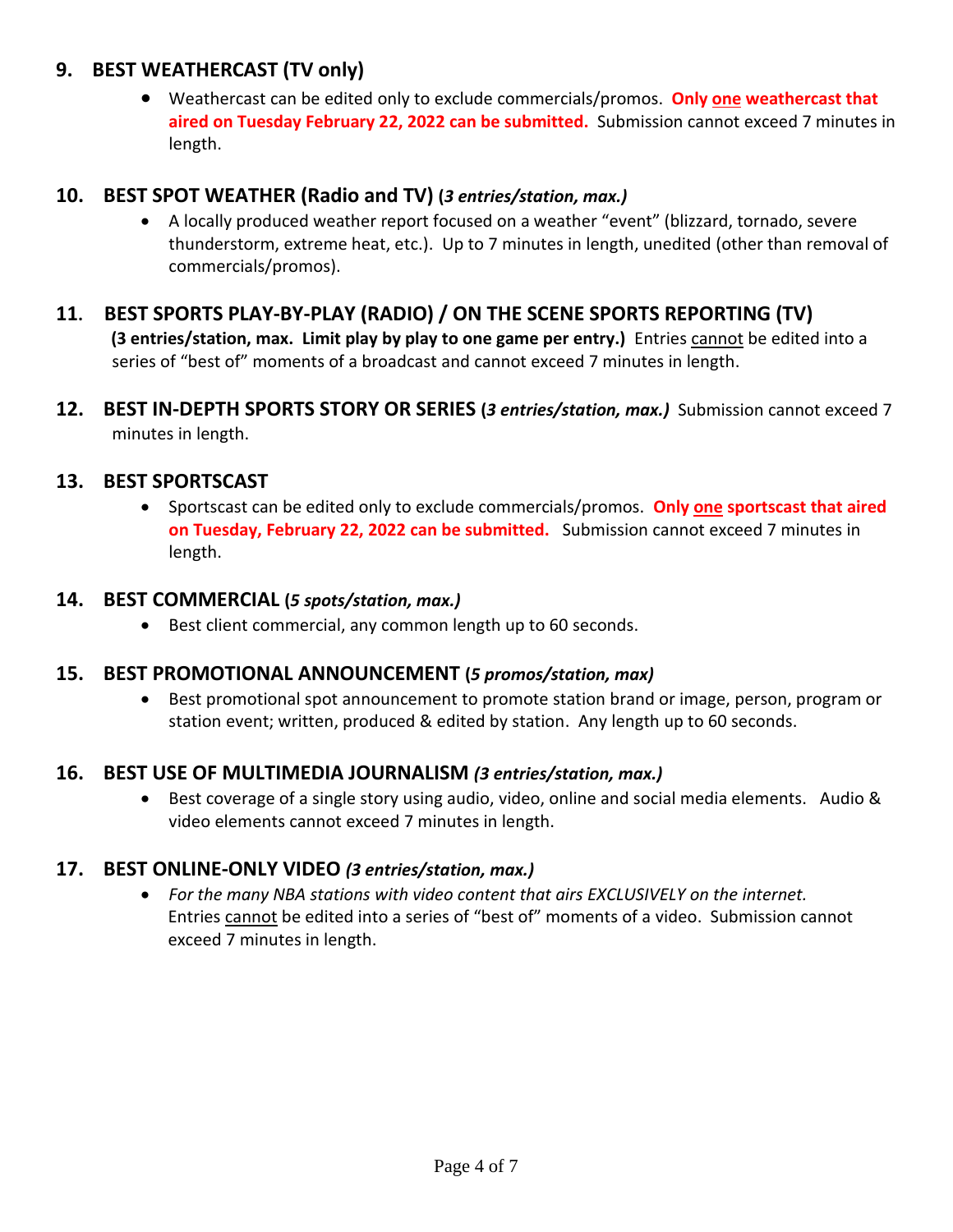## 9. BEST WEATHERCAST (TV only)

- Weathercast can be edited only to exclude commercials/promos. **Only one weathercast that aired on Tuesday February 22, 2022 can be submitted.** Submission cannot exceed 7 minutes in length.

## 10. BEST SPOT WEATHER (Radio and TV) (*3 entries/station, max.)*

- A locally produced weather report focused on a weather "event" (blizzard, tornado, severe thunderstorm, extreme heat, etc.). Up to 7 minutes in length, unedited (other than removal of commercials/promos).

## 11. BEST SPORTS PLAY-BY-PLAY (RADIO) / ON THE SCENE SPORTS REPORTING (TV)

**(3 entries/station, max. Limit play by play to one game per entry.)** Entries cannot be edited into a series of "best of" moments of a broadcast and cannot exceed 7 minutes in length.

## 12. BEST IN-DEPTH SPORTS STORY OR SERIES (*3 entries/station, max.)*

Submission cannot exceed 7 minutes in length.

## 13. BEST SPORTSCAST

- Sportscast can be edited only to exclude commercials/promos. **Only one sportscast that aired on Tuesday, February 22, 2022 can be submitted.** Submission cannot exceed 7 minutes in length.

## 14. BEST COMMERCIAL (*5 spots/station, max.)*

- Best client commercial, any common length up to 60 seconds.

## 15. BEST PROMOTIONAL ANNOUNCEMENT (*5 promos/station, max)*

- Best promotional spot announcement to promote station brand or image, person, program or station event; written, produced & edited by station. Any length up to 60 seconds.

## 16. BEST USE OF MULTIMEDIA JOURNALISM *(3 entries/station, max.)*

- Best coverage of a single story using audio, video, online and social media elements. Audio & video elements cannot exceed 7 minutes in length.

## 17. BEST ONLINE-ONLY VIDEO *(3 entries/station, max.)*

- *For the many NBA stations with video content that airs EXCLUSIVELY on the internet.* Entries cannot be edited into a series of "best of" moments of a video. Submission cannot exceed 7 minutes in length.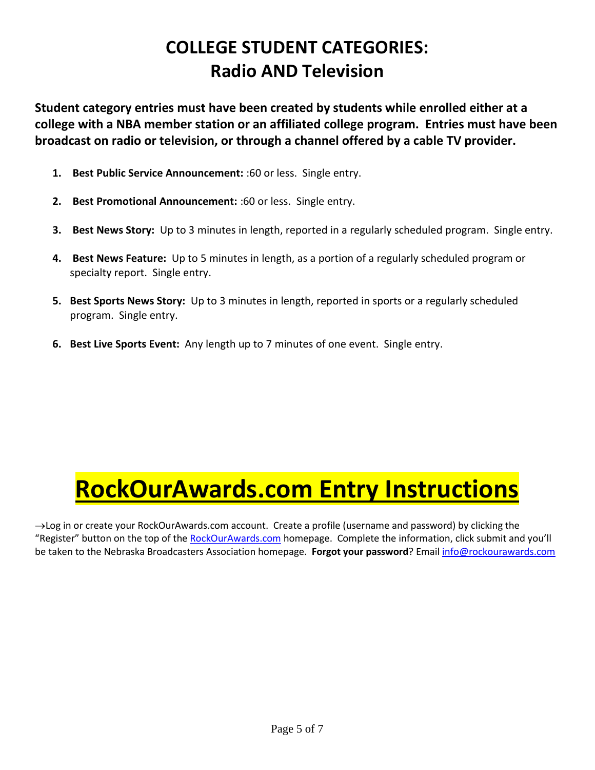# COLLEGE STUDENT CATEGORIES:
# Radio AND Television

**Student category entries must have been created by students while enrolled either at a college with a NBA member station or an affiliated college program. Entries must have been broadcast on radio or television, or through a channel offered by a cable TV provider.**

1. **Best Public Service Announcement:** :60 or less. Single entry.
2. **Best Promotional Announcement:** :60 or less. Single entry.
3. **Best News Story:** Up to 3 minutes in length, reported in a regularly scheduled program. Single entry.
4. **Best News Feature:** Up to 5 minutes in length, as a portion of a regularly scheduled program or specialty report. Single entry.
5. **Best Sports News Story:** Up to 3 minutes in length, reported in sports or a regularly scheduled program. Single entry.
6. **Best Live Sports Event:** Any length up to 7 minutes of one event. Single entry.

# RockOurAwards.com Entry Instructions

→Log in or create your RockOurAwards.com account. Create a profile (username and password) by clicking the "Register" button on the top of the RockOurAwards.com homepage. Complete the information, click submit and you'll be taken to the Nebraska Broadcasters Association homepage. **Forgot your password**? Email info@rockourawards.com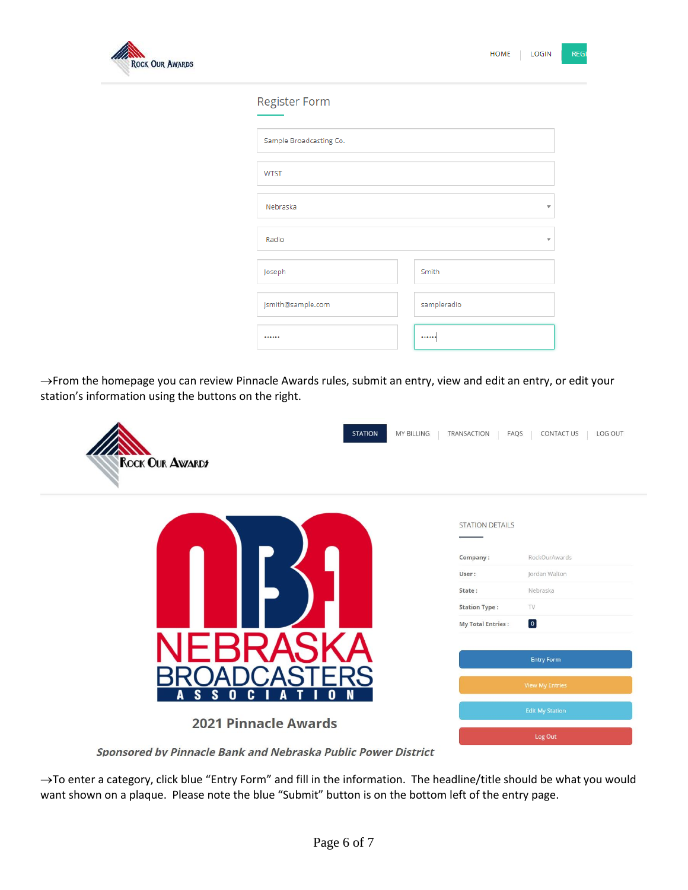Register Form

Sample Broadcasting Co.

WTST

Nebraska

Radio

Joseph | Smith

jsmith@sample.com | sampleradio

→From the homepage you can review Pinnacle Awards rules, submit an entry, view and edit an entry, or edit your station's information using the buttons on the right.

STATION | MY BILLING | TRANSACTION | FAQS | CONTACT US | LOG OUT

NEBRASKA BROADCASTERS ASSOCIATION

**2021 Pinnacle Awards**

***Sponsored by Pinnacle Bank and Nebraska Public Power District***

STATION DETAILS

| | |
|---|---|
| **Company :** | RockOurAwards |
| **User :** | Jordan Walton |
| **State :** | Nebraska |
| **Station Type :** | TV |
| **My Total Entries :** | 0 |

Entry Form

View My Entries

Edit My Station

Log Out

→To enter a category, click blue "Entry Form" and fill in the information. The headline/title should be what you would want shown on a plaque. Please note the blue "Submit" button is on the bottom left of the entry page.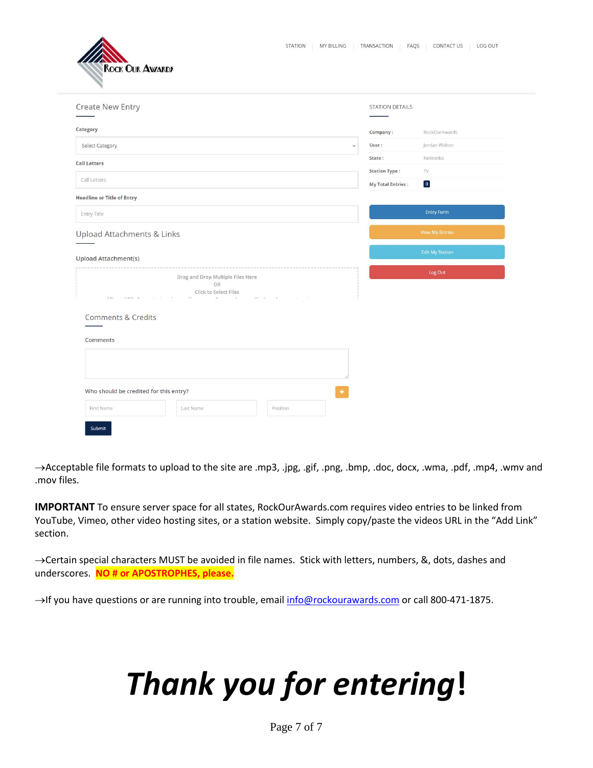Rock Our Awards

STATION | MY BILLING | TRANSACTION | FAQS | CONTACT US | LOG OUT

Create New Entry

Category

Select Category

Call Letters

Call Letters

Headline or Title of Entry

Entry Title

Upload Attachments & Links

Upload Attachment(s)

Drag and Drop Multiple Files Here
OR
Click to Select Files

Comments & Credits

Comments

Who should be credited for this entry?

First Name | Last Name | Position

Submit

STATION DETAILS

| | |
|---|---|
| Company : | RockOurAwards |
| User : | Jordan Walton |
| State : | Nebraska |
| Station Type : | TV |
| My Total Entries : | 0 |

Entry Form

View My Entries

Edit My Station

Log Out

→Acceptable file formats to upload to the site are .mp3, .jpg, .gif, .png, .bmp, .doc, docx, .wma, .pdf, .mp4, .wmv and .mov files.

**IMPORTANT** To ensure server space for all states, RockOurAwards.com requires video entries to be linked from YouTube, Vimeo, other video hosting sites, or a station website. Simply copy/paste the videos URL in the "Add Link" section.

→Certain special characters MUST be avoided in file names. Stick with letters, numbers, &, dots, dashes and underscores. **NO # or APOSTROPHES, please.**

→If you have questions or are running into trouble, email info@rockourawards.com or call 800-471-1875.

# ***Thank you for entering!***